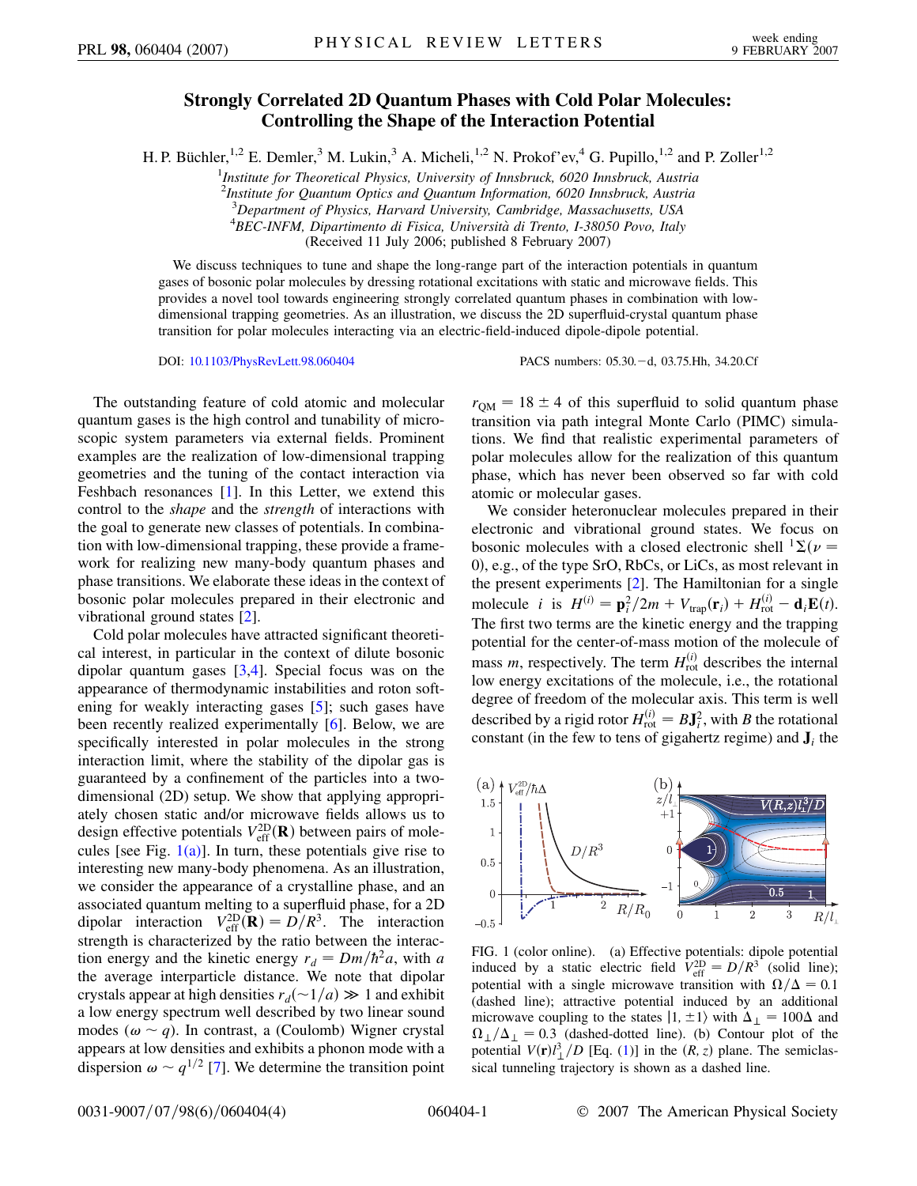# Strongly Correlated 2D Quantum Phases with Cold Polar Molecules: Controlling the Shape of the Interaction Potential

H. P. Büchler,[1,2] E. Demler,[3] M. Lukin,[3] A. Micheli,[1,2] N. Prokof'ev,[4] G. Pupillo,[1,2] and P. Zoller[1,2]

[1]*Institute for Theoretical Physics, University of Innsbruck, 6020 Innsbruck, Austria*
[2]*Institute for Quantum Optics and Quantum Information, 6020 Innsbruck, Austria*
[3]*Department of Physics, Harvard University, Cambridge, Massachusetts, USA*
[4]*BEC-INFM, Dipartimento di Fisica, Università di Trento, I-38050 Povo, Italy*
(Received 11 July 2006; published 8 February 2007)

We discuss techniques to tune and shape the long-range part of the interaction potentials in quantum gases of bosonic polar molecules by dressing rotational excitations with static and microwave fields. This provides a novel tool towards engineering strongly correlated quantum phases in combination with low-dimensional trapping geometries. As an illustration, we discuss the 2D superfluid-crystal quantum phase transition for polar molecules interacting via an electric-field-induced dipole-dipole potential.

DOI: 10.1103/PhysRevLett.98.060404 PACS numbers: 05.30.−d, 03.75.Hh, 34.20.Cf

The outstanding feature of cold atomic and molecular quantum gases is the high control and tunability of microscopic system parameters via external fields. Prominent examples are the realization of low-dimensional trapping geometries and the tuning of the contact interaction via Feshbach resonances [1]. In this Letter, we extend this control to the *shape* and the *strength* of interactions with the goal to generate new classes of potentials. In combination with low-dimensional trapping, these provide a framework for realizing new many-body quantum phases and phase transitions. We elaborate these ideas in the context of bosonic polar molecules prepared in their electronic and vibrational ground states [2].

Cold polar molecules have attracted significant theoretical interest, in particular in the context of dilute bosonic dipolar quantum gases [3,4]. Special focus was on the appearance of thermodynamic instabilities and roton softening for weakly interacting gases [5]; such gases have been recently realized experimentally [6]. Below, we are specifically interested in polar molecules in the strong interaction limit, where the stability of the dipolar gas is guaranteed by a confinement of the particles into a two-dimensional (2D) setup. We show that applying appropriately chosen static and/or microwave fields allows us to design effective potentials $V_{\rm eff}^{\rm 2D}(\mathbf{R})$ between pairs of molecules [see Fig. 1(a)]. In turn, these potentials give rise to interesting new many-body phenomena. As an illustration, we consider the appearance of a crystalline phase, and an associated quantum melting to a superfluid phase, for a 2D dipolar interaction $V_{\rm eff}^{\rm 2D}(\mathbf{R}) = D/R^3$. The interaction strength is characterized by the ratio between the interaction energy and the kinetic energy $r_d = Dm/\hbar^2 a$, with $a$ the average interparticle distance. We note that dipolar crystals appear at high densities $r_d(\sim 1/a) \gg 1$ and exhibit a low energy spectrum well described by two linear sound modes ($\omega \sim q$). In contrast, a (Coulomb) Wigner crystal appears at low densities and exhibits a phonon mode with a dispersion $\omega \sim q^{1/2}$ [7]. We determine the transition point $r_{\rm QM} = 18 \pm 4$ of this superfluid to solid quantum phase transition via path integral Monte Carlo (PIMC) simulations. We find that realistic experimental parameters of polar molecules allow for the realization of this quantum phase, which has never been observed so far with cold atomic or molecular gases.

We consider heteronuclear molecules prepared in their electronic and vibrational ground states. We focus on bosonic molecules with a closed electronic shell $^1\Sigma(\nu = 0)$, e.g., of the type SrO, RbCs, or LiCs, as most relevant in the present experiments [2]. The Hamiltonian for a single molecule $i$ is $H^{(i)} = \mathbf{p}_i^2/2m + V_{\rm trap}(\mathbf{r}_i) + H_{\rm rot}^{(i)} - \mathbf{d}_i\mathbf{E}(t)$. The first two terms are the kinetic energy and the trapping potential for the center-of-mass motion of the molecule of mass $m$, respectively. The term $H_{\rm rot}^{(i)}$ describes the internal low energy excitations of the molecule, i.e., the rotational degree of freedom of the molecular axis. This term is well described by a rigid rotor $H_{\rm rot}^{(i)} = B\mathbf{J}_i^2$, with $B$ the rotational constant (in the few to tens of gigahertz regime) and $\mathbf{J}_i$ the

FIG. 1 (color online). (a) Effective potentials: dipole potential induced by a static electric field $V_{\rm eff}^{\rm 2D} = D/R^3$ (solid line); potential with a single microwave transition with $\Omega/\Delta = 0.1$ (dashed line); attractive potential induced by an additional microwave coupling to the states $|1, \pm 1\rangle$ with $\Delta_\perp = 100\Delta$ and $\Omega_\perp/\Delta_\perp = 0.3$ (dashed-dotted line). (b) Contour plot of the potential $V(\mathbf{r})l_\perp^3/D$ [Eq. (1)] in the $(R, z)$ plane. The semiclassical tunneling trajectory is shown as a dashed line.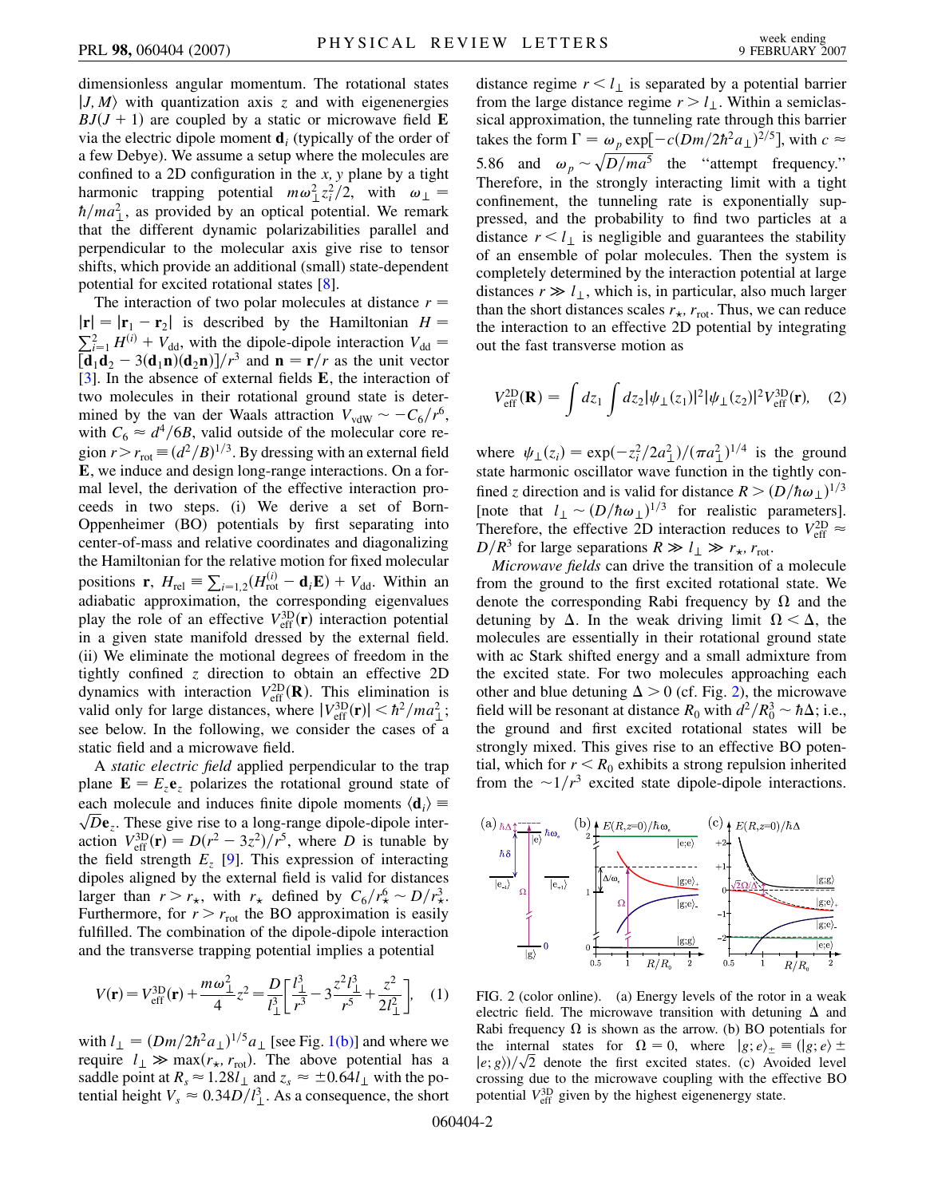dimensionless angular momentum. The rotational states $|J, M\rangle$ with quantization axis $z$ and with eigenenergies $BJ(J+1)$ are coupled by a static or microwave field $\mathbf{E}$ via the electric dipole moment $\mathbf{d}_i$ (typically of the order of a few Debye). We assume a setup where the molecules are confined to a 2D configuration in the $x, y$ plane by a tight harmonic trapping potential $m\omega_\perp^2 z_i^2/2$, with $\omega_\perp = \hbar/ma_\perp^2$, as provided by an optical potential. We remark that the different dynamic polarizabilities parallel and perpendicular to the molecular axis give rise to tensor shifts, which provide an additional (small) state-dependent potential for excited rotational states [8].

The interaction of two polar molecules at distance $r = |\mathbf{r}| = |\mathbf{r}_1 - \mathbf{r}_2|$ is described by the Hamiltonian $H = \sum_{i=1}^{2} H^{(i)} + V_{\rm dd}$, with the dipole-dipole interaction $V_{\rm dd} = [\mathbf{d}_1\mathbf{d}_2 - 3(\mathbf{d}_1\mathbf{n})(\mathbf{d}_2\mathbf{n})]/r^3$ and $\mathbf{n} = \mathbf{r}/r$ as the unit vector [3]. In the absence of external fields $\mathbf{E}$, the interaction of two molecules in their rotational ground state is determined by the van der Waals attraction $V_{\rm vdW} \sim -C_6/r^6$, with $C_6 \approx d^4/6B$, valid outside of the molecular core region $r > r_{\rm rot} \equiv (d^2/B)^{1/3}$. By dressing with an external field $\mathbf{E}$, we induce and design long-range interactions. On a formal level, the derivation of the effective interaction proceeds in two steps. (i) We derive a set of Born-Oppenheimer (BO) potentials by first separating into center-of-mass and relative coordinates and diagonalizing the Hamiltonian for the relative motion for fixed molecular positions $\mathbf{r}$, $H_{\rm rel} \equiv \sum_{i=1,2}(H_{\rm rot}^{(i)} - \mathbf{d}_i\mathbf{E}) + V_{\rm dd}$. Within an adiabatic approximation, the corresponding eigenvalues play the role of an effective $V_{\rm eff}^{\rm 3D}(\mathbf{r})$ interaction potential in a given state manifold dressed by the external field. (ii) We eliminate the motional degrees of freedom in the tightly confined $z$ direction to obtain an effective 2D dynamics with interaction $V_{\rm eff}^{\rm 2D}(\mathbf{R})$. This elimination is valid only for large distances, where $|V_{\rm eff}^{\rm 3D}(\mathbf{r})| < \hbar^2/ma_\perp^2$; see below. In the following, we consider the cases of a static field and a microwave field.

A *static electric field* applied perpendicular to the trap plane $\mathbf{E} = E_z\mathbf{e}_z$ polarizes the rotational ground state of each molecule and induces finite dipole moments $\langle \mathbf{d}_i\rangle \equiv \sqrt{D}\mathbf{e}_z$. These give rise to a long-range dipole-dipole interaction $V_{\rm eff}^{\rm 3D}(\mathbf{r}) = D(r^2 - 3z^2)/r^5$, where $D$ is tunable by the field strength $E_z$ [9]. This expression of interacting dipoles aligned by the external field is valid for distances larger than $r > r_\star$, with $r_\star$ defined by $C_6/r_\star^6 \sim D/r_\star^3$. Furthermore, for $r > r_{\rm rot}$ the BO approximation is easily fulfilled. The combination of the dipole-dipole interaction and the transverse trapping potential implies a potential

$$V(\mathbf{r}) = V_{\rm eff}^{\rm 3D}(\mathbf{r}) + \frac{m\omega_\perp^2}{4}z^2 = \frac{D}{l_\perp^3}\left[\frac{l_\perp^3}{r^3} - 3\frac{z^2 l_\perp^3}{r^5} + \frac{z^2}{2l_\perp^2}\right], \quad (1)$$

with $l_\perp = (Dm/2\hbar^2 a_\perp)^{1/5} a_\perp$ [see Fig. 1(b)] and where we require $l_\perp \gg \max(r_\star, r_{\rm rot})$. The above potential has a saddle point at $R_s \approx 1.28 l_\perp$ and $z_s \approx \pm 0.64 l_\perp$ with the potential height $V_s \approx 0.34 D/l_\perp^3$. As a consequence, the short distance regime $r < l_\perp$ is separated by a potential barrier from the large distance regime $r > l_\perp$. Within a semiclassical approximation, the tunneling rate through this barrier takes the form $\Gamma = \omega_p \exp[-c(Dm/2\hbar^2 a_\perp)^{2/5}]$, with $c \approx 5.86$ and $\omega_p \sim \sqrt{D/ma^5}$ the "attempt frequency." Therefore, in the strongly interacting limit with a tight confinement, the tunneling rate is exponentially suppressed, and the probability to find two particles at a distance $r < l_\perp$ is negligible and guarantees the stability of an ensemble of polar molecules. Then the system is completely determined by the interaction potential at large distances $r \gg l_\perp$, which is, in particular, also much larger than the short distances scales $r_\star$, $r_{\rm rot}$. Thus, we can reduce the interaction to an effective 2D potential by integrating out the fast transverse motion as

$$V_{\rm eff}^{\rm 2D}(\mathbf{R}) = \int dz_1 \int dz_2 |\psi_\perp(z_1)|^2 |\psi_\perp(z_2)|^2 V_{\rm eff}^{\rm 3D}(\mathbf{r}), \quad (2)$$

where $\psi_\perp(z_i) = \exp(-z_i^2/2a_\perp^2)/(\pi a_\perp^2)^{1/4}$ is the ground state harmonic oscillator wave function in the tightly confined $z$ direction and is valid for distance $R > (D/\hbar\omega_\perp)^{1/3}$ [note that $l_\perp \sim (D/\hbar\omega_\perp)^{1/3}$ for realistic parameters]. Therefore, the effective 2D interaction reduces to $V_{\rm eff}^{\rm 2D} \approx D/R^3$ for large separations $R \gg l_\perp \gg r_\star, r_{\rm rot}$.

*Microwave fields* can drive the transition of a molecule from the ground to the first excited rotational state. We denote the corresponding Rabi frequency by $\Omega$ and the detuning by $\Delta$. In the weak driving limit $\Omega < \Delta$, the molecules are essentially in their rotational ground state with ac Stark shifted energy and a small admixture from the excited state. For two molecules approaching each other and blue detuning $\Delta > 0$ (cf. Fig. 2), the microwave field will be resonant at distance $R_0$ with $d^2/R_0^3 \sim \hbar\Delta$; i.e., the ground and first excited rotational states will be strongly mixed. This gives rise to an effective BO potential, which for $r < R_0$ exhibits a strong repulsion inherited from the $\sim 1/r^3$ excited state dipole-dipole interactions.

FIG. 2 (color online). (a) Energy levels of the rotor in a weak electric field. The microwave transition with detuning $\Delta$ and Rabi frequency $\Omega$ is shown as the arrow. (b) BO potentials for the internal states for $\Omega = 0$, where $|g;e\rangle_\pm \equiv (|g;e\rangle \pm |e;g\rangle)/\sqrt{2}$ denote the first excited states. (c) Avoided level crossing due to the microwave coupling with the effective BO potential $V_{\rm eff}^{\rm 3D}$ given by the highest eigenenergy state.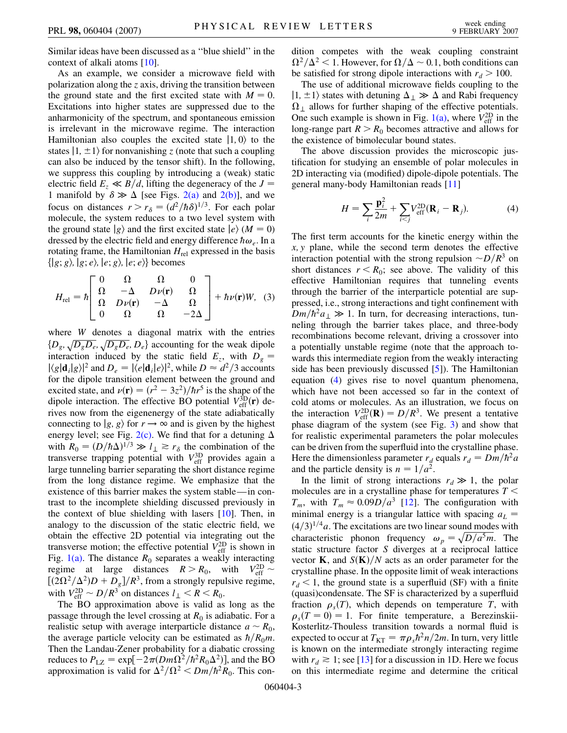Similar ideas have been discussed as a "blue shield" in the context of alkali atoms [10].

As an example, we consider a microwave field with polarization along the $z$ axis, driving the transition between the ground state and the first excited state with $M = 0$. Excitations into higher states are suppressed due to the anharmonicity of the spectrum, and spontaneous emission is irrelevant in the microwave regime. The interaction Hamiltonian also couples the excited state $|1, 0\rangle$ to the states $|1, \pm 1\rangle$ for nonvanishing $z$ (note that such a coupling can also be induced by the tensor shift). In the following, we suppress this coupling by introducing a (weak) static electric field $E_z \ll B/d$, lifting the degeneracy of the $J = 1$ manifold by $\delta \gg \Delta$ [see Figs. 2(a) and 2(b)], and we focus on distances $r > r_\delta = (d^2/\hbar\delta)^{1/3}$. For each polar molecule, the system reduces to a two level system with the ground state $|g\rangle$ and the first excited state $|e\rangle$ ($M = 0$) dressed by the electric field and energy difference $\hbar\omega_e$. In a rotating frame, the Hamiltonian $H_{\rm rel}$ expressed in the basis $\{|g; g\rangle, |g; e\rangle, |e; g\rangle, |e; e\rangle\}$ becomes

$$H_{\rm rel} = \hbar \begin{bmatrix} 0 & \Omega & \Omega & 0 \\ \Omega & -\Delta & D\nu(\mathbf{r}) & \Omega \\ \Omega & D\nu(\mathbf{r}) & -\Delta & \Omega \\ 0 & \Omega & \Omega & -2\Delta \end{bmatrix} + \hbar\nu(\mathbf{r})W, \quad (3)$$

where $W$ denotes a diagonal matrix with the entries $\{D_g, \sqrt{D_g D_e}, \sqrt{D_g D_e}, D_e\}$ accounting for the weak dipole interaction induced by the static field $E_z$, with $D_g = |\langle g|\mathbf{d}_i|g\rangle|^2$ and $D_e = |\langle e|\mathbf{d}_i|e\rangle|^2$, while $D \approx d^2/3$ accounts for the dipole transition element between the ground and excited state, and $\nu(\mathbf{r}) = (r^2 - 3z^2)/\hbar r^5$ is the shape of the dipole interaction. The effective BO potential $V_{\rm eff}^{\rm 3D}(\mathbf{r})$ derives now from the eigenenergy of the state adiabatically connecting to $|g, g\rangle$ for $r \to \infty$ and is given by the highest energy level; see Fig. 2(c). We find that for a detuning $\Delta$ with $R_0 = (D/\hbar\Delta)^{1/3} \gg l_\perp \gtrsim r_\delta$ the combination of the transverse trapping potential with $V_{\rm eff}^{\rm 3D}$ provides again a large tunneling barrier separating the short distance regime from the long distance regime. We emphasize that the existence of this barrier makes the system stable—in contrast to the incomplete shielding discussed previously in the context of blue shielding with lasers [10]. Then, in analogy to the discussion of the static electric field, we obtain the effective 2D potential via integrating out the transverse motion; the effective potential $V_{\rm eff}^{\rm 2D}$ is shown in Fig. 1(a). The distance $R_0$ separates a weakly interacting regime at large distances $R > R_0$, with $V_{\rm eff}^{\rm 2D} \sim [(2\Omega^2/\Delta^2)D + D_g]/R^3$, from a strongly repulsive regime, with $V_{\rm eff}^{\rm 2D} \sim D/R^3$ on distances $l_\perp < R < R_0$.

The BO approximation above is valid as long as the passage through the level crossing at $R_0$ is adiabatic. For a realistic setup with average interparticle distance $a \sim R_0$, the average particle velocity can be estimated as $\hbar/R_0 m$. Then the Landau-Zener probability for a diabatic crossing reduces to $P_{\rm LZ} = \exp[-2\pi(Dm\Omega^2/\hbar^2 R_0\Delta^2)]$, and the BO approximation is valid for $\Delta^2/\Omega^2 < Dm/\hbar^2 R_0$. This condition competes with the weak coupling constraint $\Omega^2/\Delta^2 < 1$. However, for $\Omega/\Delta \sim 0.1$, both conditions can be satisfied for strong dipole interactions with $r_d > 100$.

The use of additional microwave fields coupling to the $|1, \pm 1\rangle$ states with detuning $\Delta_\perp \gg \Delta$ and Rabi frequency $\Omega_\perp$ allows for further shaping of the effective potentials. One such example is shown in Fig. 1(a), where $V_{\rm eff}^{\rm 2D}$ in the long-range part $R > R_0$ becomes attractive and allows for the existence of bimolecular bound states.

The above discussion provides the microscopic justification for studying an ensemble of polar molecules in 2D interacting via (modified) dipole-dipole potentials. The general many-body Hamiltonian reads [11]

$$H = \sum_i \frac{\mathbf{p}_i^2}{2m} + \sum_{i<j} V_{\rm eff}^{\rm 2D}(\mathbf{R}_i - \mathbf{R}_j). \quad (4)$$

The first term accounts for the kinetic energy within the $x, y$ plane, while the second term denotes the effective interaction potential with the strong repulsion $\sim D/R^3$ on short distances $r < R_0$; see above. The validity of this effective Hamiltonian requires that tunneling events through the barrier of the interparticle potential are suppressed, i.e., strong interactions and tight confinement with $Dm/\hbar^2 a_\perp \gg 1$. In turn, for decreasing interactions, tunneling through the barrier takes place, and three-body recombinations become relevant, driving a crossover into a potentially unstable regime (note that the approach towards this intermediate region from the weakly interacting side has been previously discussed [5]). The Hamiltonian equation (4) gives rise to novel quantum phenomena, which have not been accessed so far in the context of cold atoms or molecules. As an illustration, we focus on the interaction $V_{\rm eff}^{\rm 2D}(\mathbf{R}) = D/R^3$. We present a tentative phase diagram of the system (see Fig. 3) and show that for realistic experimental parameters the polar molecules can be driven from the superfluid into the crystalline phase. Here the dimensionless parameter $r_d$ equals $r_d = Dm/\hbar^2 a$ and the particle density is $n = 1/a^2$.

In the limit of strong interactions $r_d \gg 1$, the polar molecules are in a crystalline phase for temperatures $T < T_m$, with $T_m \approx 0.09 D/a^3$ [12]. The configuration with minimal energy is a triangular lattice with spacing $a_L = (4/3)^{1/4} a$. The excitations are two linear sound modes with characteristic phonon frequency $\omega_p = \sqrt{D/a^5 m}$. The static structure factor $S$ diverges at a reciprocal lattice vector $\mathbf{K}$, and $S(\mathbf{K})/N$ acts as an order parameter for the crystalline phase. In the opposite limit of weak interactions $r_d < 1$, the ground state is a superfluid (SF) with a finite (quasi)condensate. The SF is characterized by a superfluid fraction $\rho_s(T)$, which depends on temperature $T$, with $\rho_s(T = 0) = 1$. For finite temperature, a Berezinskii-Kosterlitz-Thouless transition towards a normal fluid is expected to occur at $T_{\rm KT} = \pi\rho_s\hbar^2 n/2m$. In turn, very little is known on the intermediate strongly interacting regime with $r_d \gtrsim 1$; see [13] for a discussion in 1D. Here we focus on this intermediate regime and determine the critical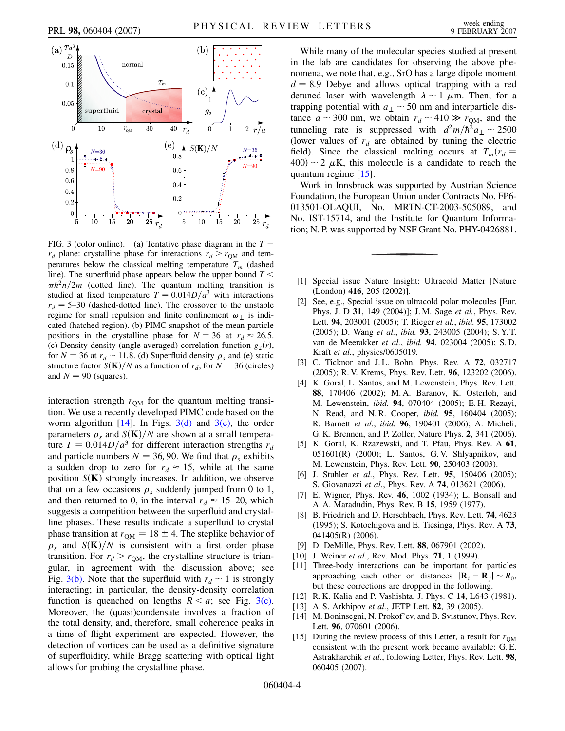(a) $\frac{Ta^3}{D}$

0.15

0.1

0.05

0

normal

$T_m$

superfluid

crystal

10

$r_{QM}$

30

40 $r_d$

(b)

(c)

1

$g_2$

0

1

2 $r/a$

(d) $\rho_s$

$N$=36

$N$=90

1

0.8

0.6

0.4

0.2

0

5 10 15 20 25 $r_d$

(e) $S(\mathbf{K})/N$

$N$=36

$N$=90

0.8

0.6

0.4

0.2

0

5 10 15 20 25 $r_d$

FIG. 3 (color online). (a) Tentative phase diagram in the $T - r_d$ plane: crystalline phase for interactions $r_d > r_{QM}$ and temperatures below the classical melting temperature $T_m$ (dashed line). The superfluid phase appears below the upper bound $T < \pi\hbar^2 n/2m$ (dotted line). The quantum melting transition is studied at fixed temperature $T = 0.014D/a^3$ with interactions $r_d = 5$–30 (dashed-dotted line). The crossover to the unstable regime for small repulsion and finite confinement $\omega_\perp$ is indicated (hatched region). (b) PIMC snapshot of the mean particle positions in the crystalline phase for $N = 36$ at $r_d \approx 26.5$. (c) Density-density (angle-averaged) correlation function $g_2(r)$, for $N = 36$ at $r_d \sim 11.8$. (d) Superfluid density $\rho_s$ and (e) static structure factor $S(\mathbf{K})/N$ as a function of $r_d$, for $N = 36$ (circles) and $N = 90$ (squares).

interaction strength $r_{QM}$ for the quantum melting transition. We use a recently developed PIMC code based on the worm algorithm [14]. In Figs. 3(d) and 3(e), the order parameters $\rho_s$ and $S(\mathbf{K})/N$ are shown at a small temperature $T = 0.014D/a^3$ for different interaction strengths $r_d$ and particle numbers $N = 36, 90$. We find that $\rho_s$ exhibits a sudden drop to zero for $r_d \approx 15$, while at the same position $S(\mathbf{K})$ strongly increases. In addition, we observe that on a few occasions $\rho_s$ suddenly jumped from 0 to 1, and then returned to 0, in the interval $r_d \approx 15$–20, which suggests a competition between the superfluid and crystalline phases. These results indicate a superfluid to crystal phase transition at $r_{QM} = 18 \pm 4$. The steplike behavior of $\rho_s$ and $S(\mathbf{K})/N$ is consistent with a first order phase transition. For $r_d > r_{QM}$, the crystalline structure is triangular, in agreement with the discussion above; see Fig. 3(b). Note that the superfluid with $r_d \sim 1$ is strongly interacting; in particular, the density-density correlation function is quenched on lengths $R < a$; see Fig. 3(c). Moreover, the (quasi)condensate involves a fraction of the total density, and, therefore, small coherence peaks in a time of flight experiment are expected. However, the detection of vortices can be used as a definitive signature of superfluidity, while Bragg scattering with optical light allows for probing the crystalline phase.

While many of the molecular species studied at present in the lab are candidates for observing the above phenomena, we note that, e.g., SrO has a large dipole moment $d = 8.9$ Debye and allows optical trapping with a red detuned laser with wavelength $\lambda \sim 1$ $\mu$m. Then, for a trapping potential with $a_\perp \sim 50$ nm and interparticle distance $a \sim 300$ nm, we obtain $r_d \sim 410 \gg r_{QM}$, and the tunneling rate is suppressed with $d^2m/\hbar^2 a_\perp \sim 2500$ (lower values of $r_d$ are obtained by tuning the electric field). Since the classical melting occurs at $T_m(r_d = 400) \sim 2$ $\mu$K, this molecule is a candidate to reach the quantum regime [15].

Work in Innsbruck was supported by Austrian Science Foundation, the European Union under Contracts No. FP6-013501-OLAQUI, No. MRTN-CT-2003-505089, and No. IST-15714, and the Institute for Quantum Information; N. P. was supported by NSF Grant No. PHY-0426881.

---

[1] Special issue Nature Insight: Ultracold Matter [Nature (London) **416**, 205 (2002)].

[2] See, e.g., Special issue on ultracold polar molecules [Eur. Phys. J. D **31**, 149 (2004)]; J. M. Sage *et al.*, Phys. Rev. Lett. **94**, 203001 (2005); T. Rieger *et al.*, *ibid.* **95**, 173002 (2005); D. Wang *et al.*, *ibid.* **93**, 243005 (2004); S. Y. T. van de Meerakker *et al.*, *ibid.* **94**, 023004 (2005); S. D. Kraft *et al.*, physics/0605019.

[3] C. Ticknor and J. L. Bohn, Phys. Rev. A **72**, 032717 (2005); R. V. Krems, Phys. Rev. Lett. **96**, 123202 (2006).

[4] K. Goral, L. Santos, and M. Lewenstein, Phys. Rev. Lett. **88**, 170406 (2002); M. A. Baranov, K. Osterloh, and M. Lewenstein, *ibid.* **94**, 070404 (2005); E. H. Rezayi, N. Read, and N. R. Cooper, *ibid.* **95**, 160404 (2005); R. Barnett *et al.*, *ibid.* **96**, 190401 (2006); A. Micheli, G. K. Brennen, and P. Zoller, Nature Phys. **2**, 341 (2006).

[5] K. Goral, K. Rzazewski, and T. Pfau, Phys. Rev. A **61**, 051601(R) (2000); L. Santos, G. V. Shlyapnikov, and M. Lewenstein, Phys. Rev. Lett. **90**, 250403 (2003).

[6] J. Stuhler *et al.*, Phys. Rev. Lett. **95**, 150406 (2005); S. Giovanazzi *et al.*, Phys. Rev. A **74**, 013621 (2006).

[7] E. Wigner, Phys. Rev. **46**, 1002 (1934); L. Bonsall and A. A. Maradudin, Phys. Rev. B **15**, 1959 (1977).

[8] B. Friedrich and D. Herschbach, Phys. Rev. Lett. **74**, 4623 (1995); S. Kotochigova and E. Tiesinga, Phys. Rev. A **73**, 041405(R) (2006).

[9] D. DeMille, Phys. Rev. Lett. **88**, 067901 (2002).

[10] J. Weiner *et al.*, Rev. Mod. Phys. **71**, 1 (1999).

[11] Three-body interactions can be important for particles approaching each other on distances $|\mathbf{R}_i - \mathbf{R}_j| \sim R_0$, but these corrections are dropped in the following.

[12] R. K. Kalia and P. Vashishta, J. Phys. C **14**, L643 (1981).

[13] A. S. Arkhipov *et al.*, JETP Lett. **82**, 39 (2005).

[14] M. Boninsegni, N. Prokof'ev, and B. Svistunov, Phys. Rev. Lett. **96**, 070601 (2006).

[15] During the review process of this Letter, a result for $r_{QM}$ consistent with the present work became available: G. E. Astrakharchik *et al.*, following Letter, Phys. Rev. Lett. **98**, 060405 (2007).